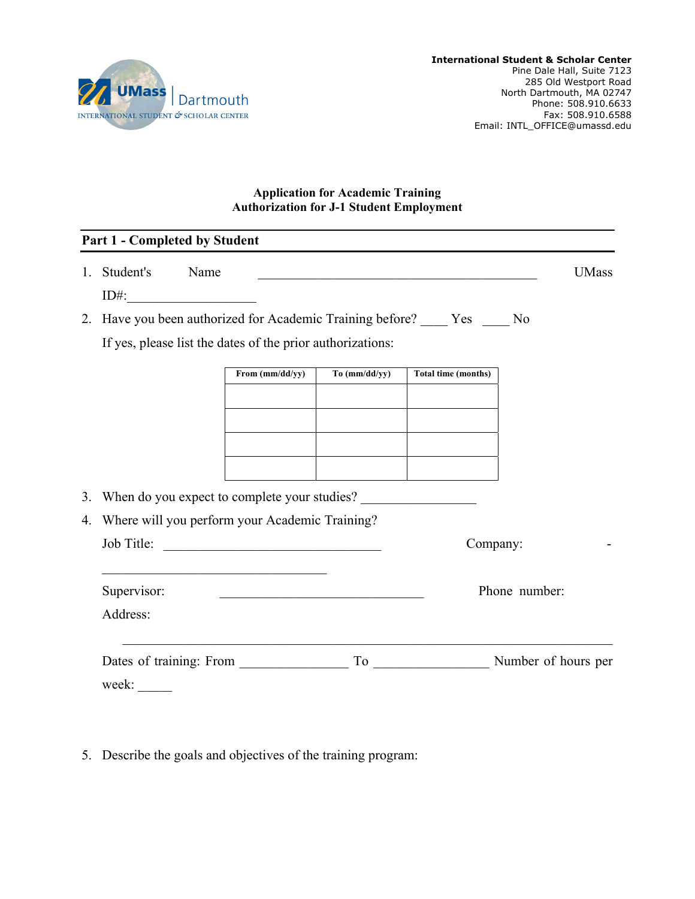UMass Dartmouth
INTERNATIONAL STUDENT & SCHOLAR CENTER

**International Student & Scholar Center**
Pine Dale Hall, Suite 7123
285 Old Westport Road
North Dartmouth, MA 02747
Phone: 508.910.6633
Fax: 508.910.6588
Email: INTL_OFFICE@umassd.edu

**Application for Academic Training**
**Authorization for J-1 Student Employment**

## Part 1 - Completed by Student

1. Student's Name ____________________________________________ UMass ID#:___________________

2. Have you been authorized for Academic Training before? ____ Yes ____ No

   If yes, please list the dates of the prior authorizations:

| From (mm/dd/yy) | To (mm/dd/yy) | Total time (months) |
|---|---|---|
| | | |
| | | |
| | | |
| | | |

3. When do you expect to complete your studies? _________________

4. Where will you perform your Academic Training?

   Job Title: _________________________________ Company: - _________________________________

   Supervisor: ______________________________ Phone number:

   Address:

   ___________________________________________________________________________

   Dates of training: From _______________ To _________________ Number of hours per week: _____

5. Describe the goals and objectives of the training program: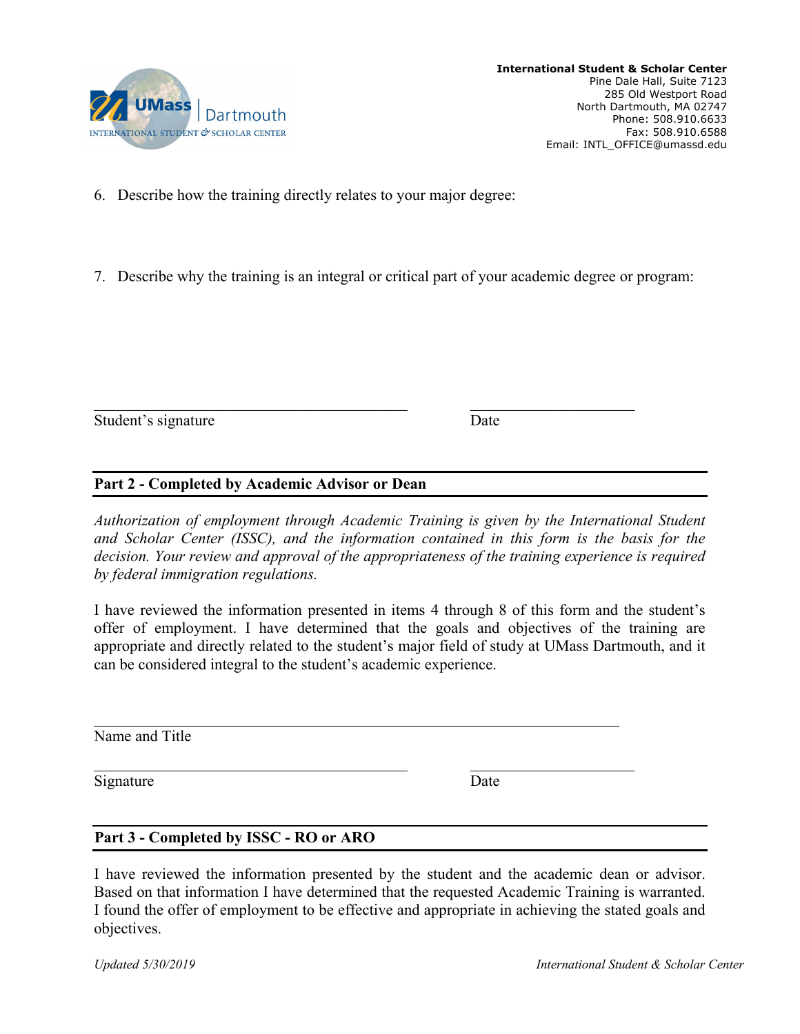6. Describe how the training directly relates to your major degree:

7. Describe why the training is an integral or critical part of your academic degree or program:

\_\_\_\_\_\_\_\_\_\_\_\_\_\_\_\_\_\_\_\_\_\_\_\_\_\_\_\_\_\_\_\_\_\_\_\_\_\_\_\_ \_\_\_\_\_\_\_\_\_\_\_\_\_\_\_\_\_\_\_\_\_

Student's signature Date

## Part 2 - Completed by Academic Advisor or Dean

*Authorization of employment through Academic Training is given by the International Student and Scholar Center (ISSC), and the information contained in this form is the basis for the decision. Your review and approval of the appropriateness of the training experience is required by federal immigration regulations.*

I have reviewed the information presented in items 4 through 8 of this form and the student's offer of employment. I have determined that the goals and objectives of the training are appropriate and directly related to the student's major field of study at UMass Dartmouth, and it can be considered integral to the student's academic experience.

\_\_\_\_\_\_\_\_\_\_\_\_\_\_\_\_\_\_\_\_\_\_\_\_\_\_\_\_\_\_\_\_\_\_\_\_\_\_\_\_\_\_\_\_\_\_\_\_\_\_\_\_\_\_\_\_\_\_\_\_\_\_\_

Name and Title

\_\_\_\_\_\_\_\_\_\_\_\_\_\_\_\_\_\_\_\_\_\_\_\_\_\_\_\_\_\_\_\_\_\_\_\_\_\_\_\_ \_\_\_\_\_\_\_\_\_\_\_\_\_\_\_\_\_\_\_\_\_

Signature Date

## Part 3 - Completed by ISSC - RO or ARO

I have reviewed the information presented by the student and the academic dean or advisor. Based on that information I have determined that the requested Academic Training is warranted. I found the offer of employment to be effective and appropriate in achieving the stated goals and objectives.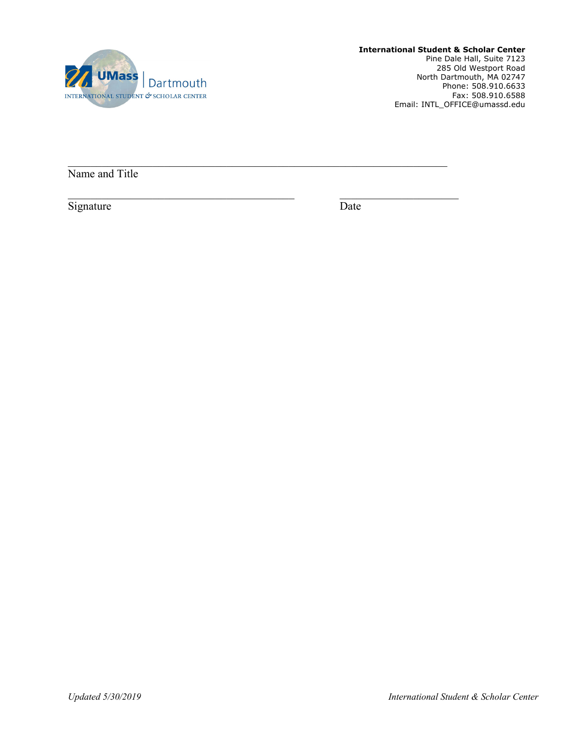**International Student & Scholar Center**
Pine Dale Hall, Suite 7123
285 Old Westport Road
North Dartmouth, MA 02747
Phone: 508.910.6633
Fax: 508.910.6588
Email: INTL_OFFICE@umassd.edu

\_\_\_\_\_\_\_\_\_\_\_\_\_\_\_\_\_\_\_\_\_\_\_\_\_\_\_\_\_\_\_\_\_\_\_\_\_\_\_\_\_\_\_\_\_\_\_\_\_\_\_\_\_\_\_\_\_\_\_\_
Name and Title

\_\_\_\_\_\_\_\_\_\_\_\_\_\_\_\_\_\_\_\_\_\_\_\_\_\_\_\_\_\_\_\_\_\_\_\_ \_\_\_\_\_\_\_\_\_\_\_\_\_\_\_\_\_\_\_
Signature Date

*Updated 5/30/2019*